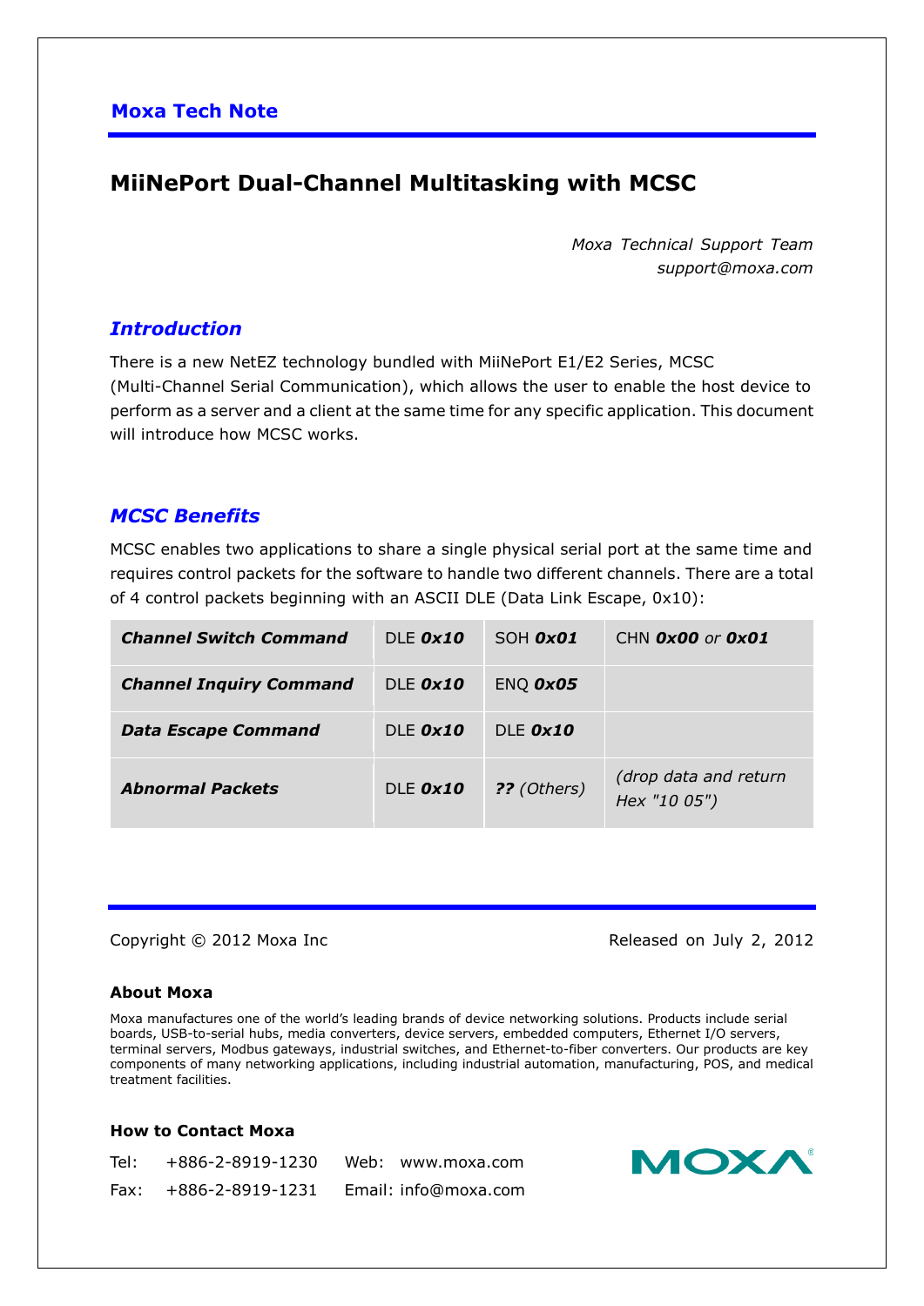**Moxa Tech Note**

# MiiNePort Dual-Channel Multitasking with MCSC

*Moxa Technical Support Team*
*support@moxa.com*

## *Introduction*

There is a new NetEZ technology bundled with MiiNePort E1/E2 Series, MCSC (Multi-Channel Serial Communication), which allows the user to enable the host device to perform as a server and a client at the same time for any specific application. This document will introduce how MCSC works.

## *MCSC Benefits*

MCSC enables two applications to share a single physical serial port at the same time and requires control packets for the software to handle two different channels. There are a total of 4 control packets beginning with an ASCII DLE (Data Link Escape, 0x10):

| | | | |
|---|---|---|---|
| ***Channel Switch Command*** | DLE ***0x10*** | SOH ***0x01*** | CHN ***0x00*** *or* ***0x01*** |
| ***Channel Inquiry Command*** | DLE ***0x10*** | ENQ ***0x05*** | |
| ***Data Escape Command*** | DLE ***0x10*** | DLE ***0x10*** | |
| ***Abnormal Packets*** | DLE ***0x10*** | ***??*** *(Others)* | *(drop data and return Hex "10 05")* |

Copyright © 2012 Moxa Inc

Released on July 2, 2012

**About Moxa**

Moxa manufactures one of the world's leading brands of device networking solutions. Products include serial boards, USB-to-serial hubs, media converters, device servers, embedded computers, Ethernet I/O servers, terminal servers, Modbus gateways, industrial switches, and Ethernet-to-fiber converters. Our products are key components of many networking applications, including industrial automation, manufacturing, POS, and medical treatment facilities.

**How to Contact Moxa**

Tel: +886-2-8919-1230 Web: www.moxa.com
Fax: +886-2-8919-1231 Email: info@moxa.com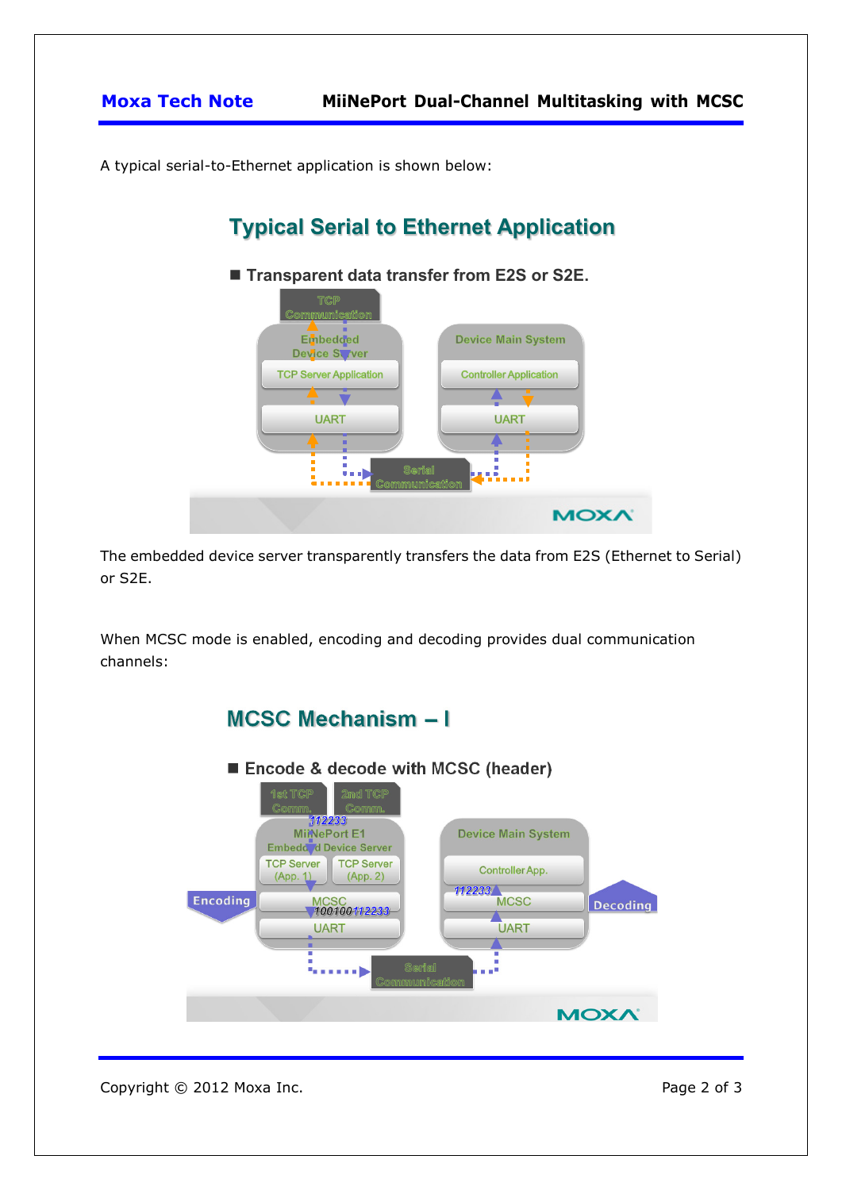A typical serial-to-Ethernet application is shown below:

## Typical Serial to Ethernet Application

■ **Transparent data transfer from E2S or S2E.**

TCP Communication

Embedded Device Server

TCP Server Application

UART

Device Main System

Controller Application

UART

Serial Communication

MOXA

The embedded device server transparently transfers the data from E2S (Ethernet to Serial) or S2E.

When MCSC mode is enabled, encoding and decoding provides dual communication channels:

## MCSC Mechanism – I

■ **Encode & decode with MCSC (header)**

1st TCP Comm.

2nd TCP Comm.

112233

MiiNePort E1 Embedded Device Server

TCP Server (App. 1)

TCP Server (App. 2)

Encoding

MCSC

100100112233

UART

Device Main System

Controller App.

112233

MCSC

Decoding

UART

Serial Communication

MOXA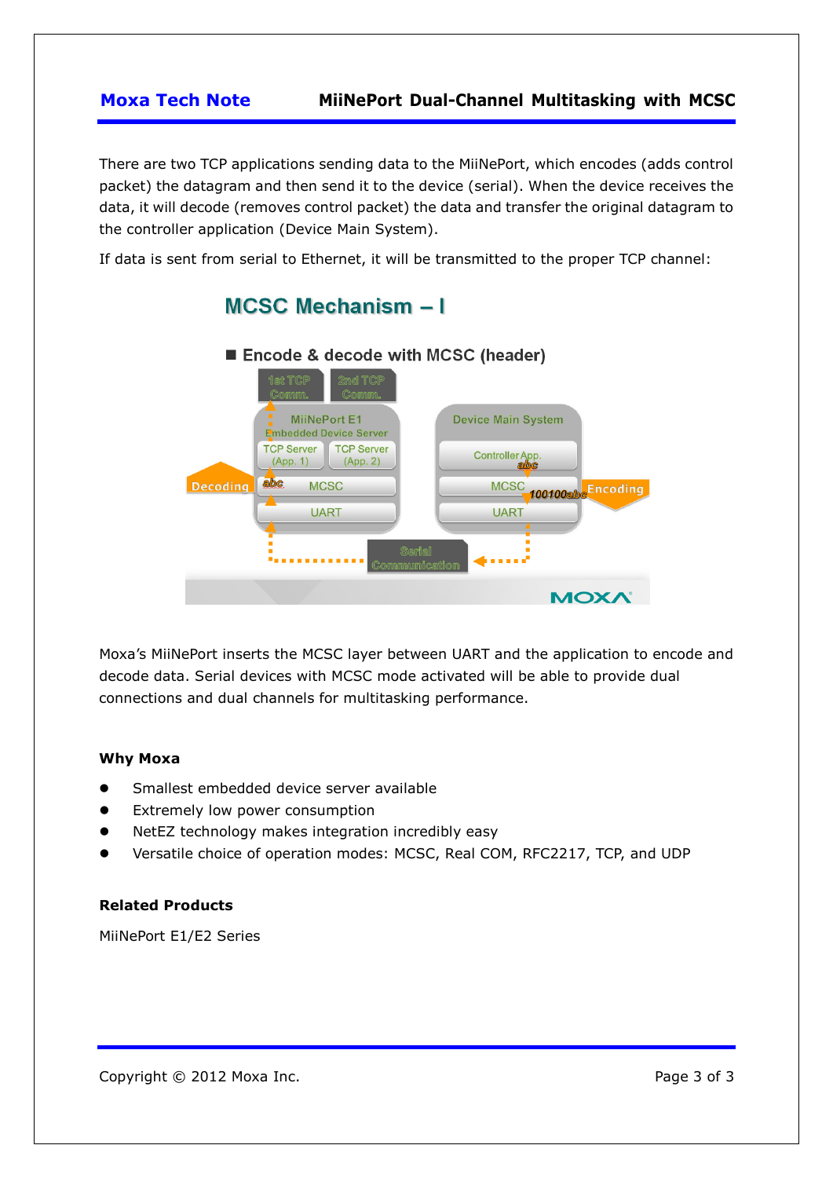There are two TCP applications sending data to the MiiNePort, which encodes (adds control packet) the datagram and then send it to the device (serial). When the device receives the data, it will decode (removes control packet) the data and transfer the original datagram to the controller application (Device Main System).

If data is sent from serial to Ethernet, it will be transmitted to the proper TCP channel:

MCSC Mechanism – I

Encode & decode with MCSC (header)

1st TCP Comm.
2nd TCP Comm.
MiiNePort E1
Embedded Device Server
TCP Server (App. 1)
TCP Server (App. 2)
Decoding
abc
MCSC
UART
Device Main System
Controller App.
abc
MCSC
100100abc
Encoding
UART
Serial Communication
MOXA

Moxa's MiiNePort inserts the MCSC layer between UART and the application to encode and decode data. Serial devices with MCSC mode activated will be able to provide dual connections and dual channels for multitasking performance.

**Why Moxa**

- Smallest embedded device server available
- Extremely low power consumption
- NetEZ technology makes integration incredibly easy
- Versatile choice of operation modes: MCSC, Real COM, RFC2217, TCP, and UDP

**Related Products**

MiiNePort E1/E2 Series